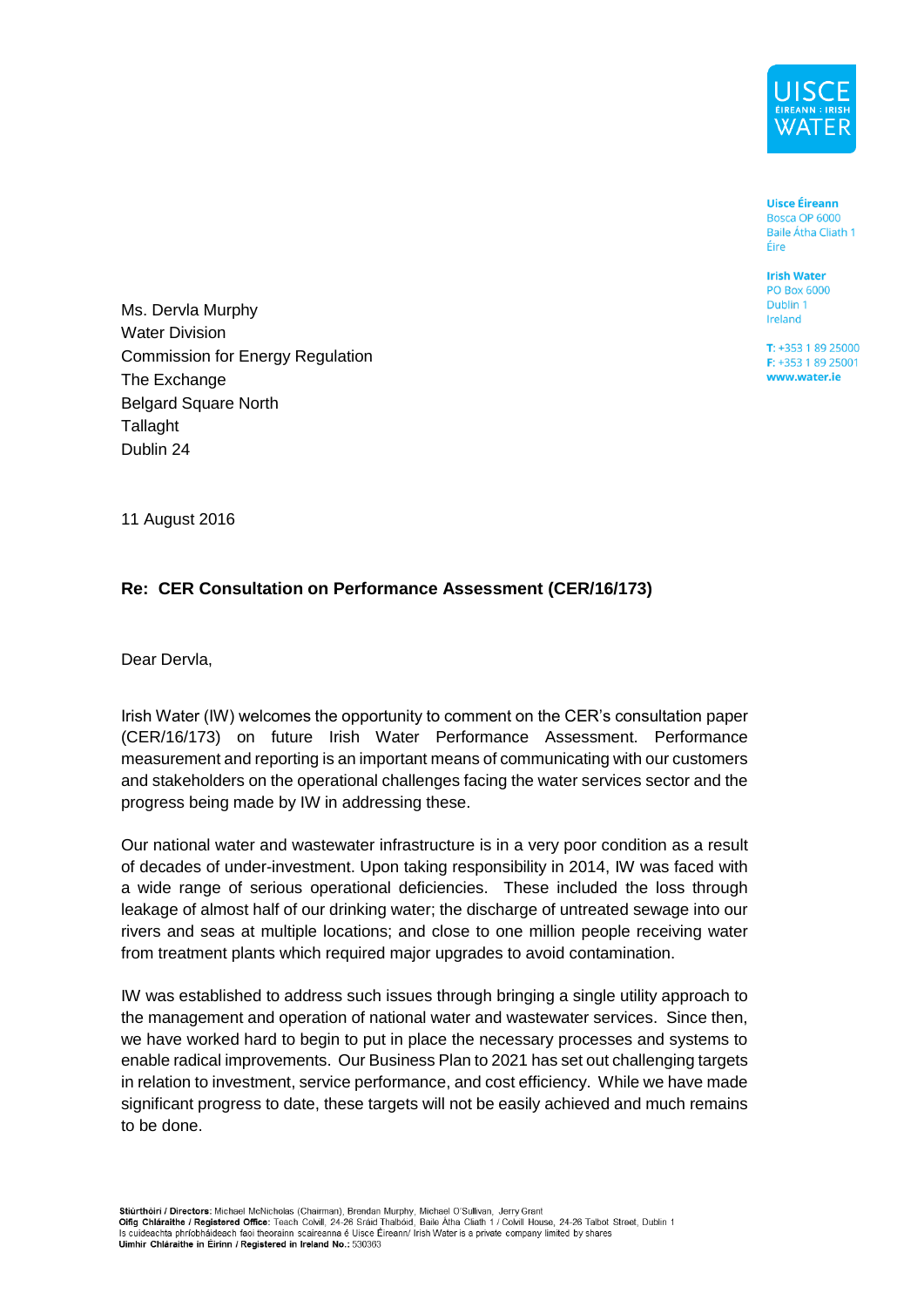Uisce Éireann
Bosca OP 6000
Baile Átha Cliath 1
Éire

Irish Water
PO Box 6000
Dublin 1
Ireland

T: +353 1 89 25000
F: +353 1 89 25001
www.water.ie

Ms. Dervla Murphy
Water Division
Commission for Energy Regulation
The Exchange
Belgard Square North
Tallaght
Dublin 24

11 August 2016

**Re: CER Consultation on Performance Assessment (CER/16/173)**

Dear Dervla,

Irish Water (IW) welcomes the opportunity to comment on the CER's consultation paper (CER/16/173) on future Irish Water Performance Assessment. Performance measurement and reporting is an important means of communicating with our customers and stakeholders on the operational challenges facing the water services sector and the progress being made by IW in addressing these.

Our national water and wastewater infrastructure is in a very poor condition as a result of decades of under-investment. Upon taking responsibility in 2014, IW was faced with a wide range of serious operational deficiencies. These included the loss through leakage of almost half of our drinking water; the discharge of untreated sewage into our rivers and seas at multiple locations; and close to one million people receiving water from treatment plants which required major upgrades to avoid contamination.

IW was established to address such issues through bringing a single utility approach to the management and operation of national water and wastewater services. Since then, we have worked hard to begin to put in place the necessary processes and systems to enable radical improvements. Our Business Plan to 2021 has set out challenging targets in relation to investment, service performance, and cost efficiency. While we have made significant progress to date, these targets will not be easily achieved and much remains to be done.

**Stiúrthóirí / Directors:** Michael McNicholas (Chairman), Brendan Murphy, Michael O'Sullivan, Jerry Grant
**Oifig Chláraithe / Registered Office:** Teach Colvill, 24-26 Sráid Thalbóid, Baile Átha Cliath 1 / Colvill House, 24-26 Talbot Street, Dublin 1
Is cuideachta phríobháideach faoi theorainn scaireanna é Uisce Éireann/ Irish Water is a private company limited by shares
**Uimhir Chláraithe in Éirinn / Registered in Ireland No.:** 530363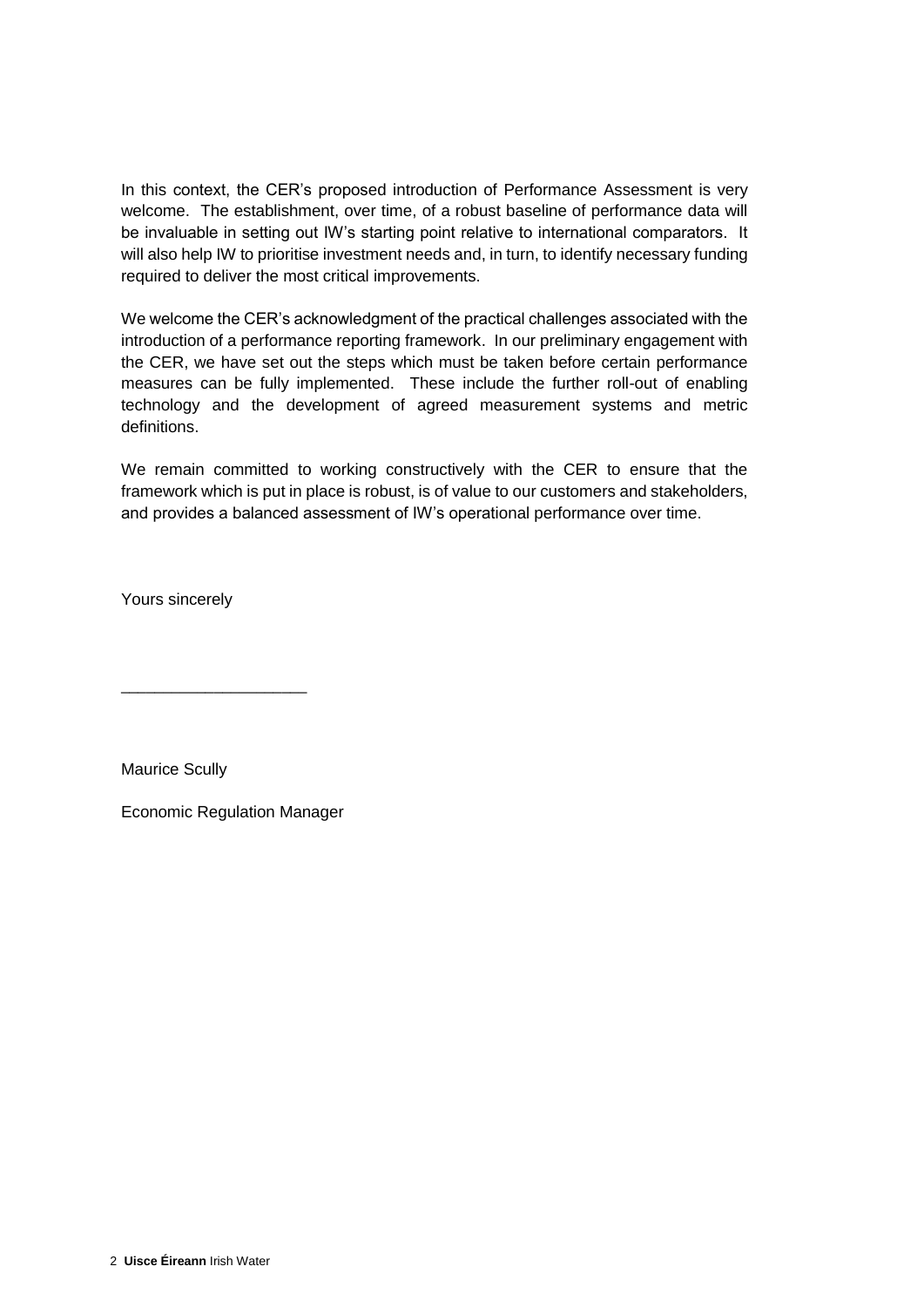In this context, the CER's proposed introduction of Performance Assessment is very welcome. The establishment, over time, of a robust baseline of performance data will be invaluable in setting out IW's starting point relative to international comparators. It will also help IW to prioritise investment needs and, in turn, to identify necessary funding required to deliver the most critical improvements.

We welcome the CER's acknowledgment of the practical challenges associated with the introduction of a performance reporting framework. In our preliminary engagement with the CER, we have set out the steps which must be taken before certain performance measures can be fully implemented. These include the further roll-out of enabling technology and the development of agreed measurement systems and metric definitions.

We remain committed to working constructively with the CER to ensure that the framework which is put in place is robust, is of value to our customers and stakeholders, and provides a balanced assessment of IW's operational performance over time.

Yours sincerely

\_\_\_\_\_\_\_\_\_\_\_\_\_\_\_\_\_\_\_\_

Maurice Scully

Economic Regulation Manager